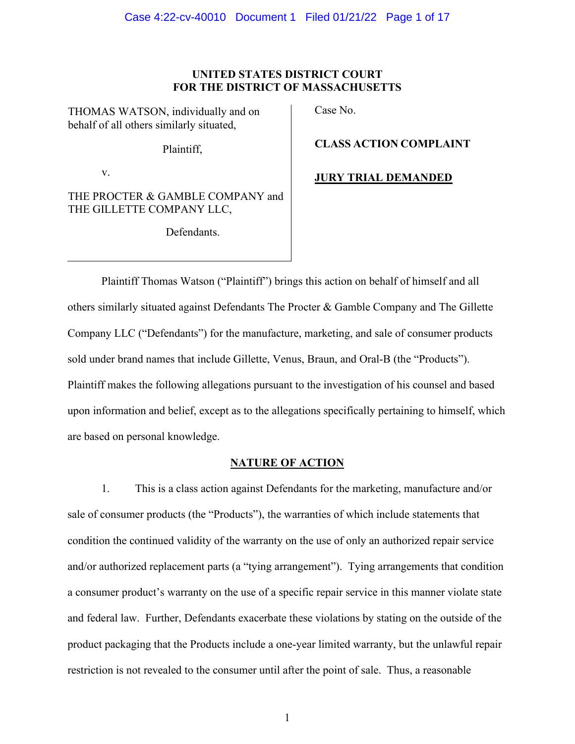**UNITED STATES DISTRICT COURT**
**FOR THE DISTRICT OF MASSACHUSETTS**

THOMAS WATSON, individually and on behalf of all others similarly situated,

Plaintiff,

v.

THE PROCTER & GAMBLE COMPANY and THE GILLETTE COMPANY LLC,

Defendants.

Case No.

**CLASS ACTION COMPLAINT**

**JURY TRIAL DEMANDED**

Plaintiff Thomas Watson ("Plaintiff") brings this action on behalf of himself and all others similarly situated against Defendants The Procter & Gamble Company and The Gillette Company LLC ("Defendants") for the manufacture, marketing, and sale of consumer products sold under brand names that include Gillette, Venus, Braun, and Oral-B (the "Products"). Plaintiff makes the following allegations pursuant to the investigation of his counsel and based upon information and belief, except as to the allegations specifically pertaining to himself, which are based on personal knowledge.

## NATURE OF ACTION

1. This is a class action against Defendants for the marketing, manufacture and/or sale of consumer products (the "Products"), the warranties of which include statements that condition the continued validity of the warranty on the use of only an authorized repair service and/or authorized replacement parts (a "tying arrangement"). Tying arrangements that condition a consumer product's warranty on the use of a specific repair service in this manner violate state and federal law. Further, Defendants exacerbate these violations by stating on the outside of the product packaging that the Products include a one-year limited warranty, but the unlawful repair restriction is not revealed to the consumer until after the point of sale. Thus, a reasonable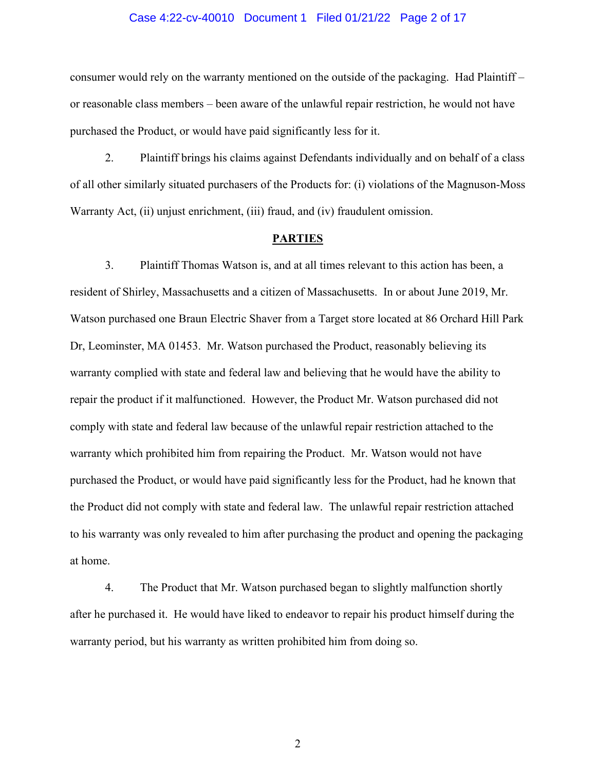consumer would rely on the warranty mentioned on the outside of the packaging. Had Plaintiff – or reasonable class members – been aware of the unlawful repair restriction, he would not have purchased the Product, or would have paid significantly less for it.

2. Plaintiff brings his claims against Defendants individually and on behalf of a class of all other similarly situated purchasers of the Products for: (i) violations of the Magnuson-Moss Warranty Act, (ii) unjust enrichment, (iii) fraud, and (iv) fraudulent omission.

## PARTIES

3. Plaintiff Thomas Watson is, and at all times relevant to this action has been, a resident of Shirley, Massachusetts and a citizen of Massachusetts. In or about June 2019, Mr. Watson purchased one Braun Electric Shaver from a Target store located at 86 Orchard Hill Park Dr, Leominster, MA 01453. Mr. Watson purchased the Product, reasonably believing its warranty complied with state and federal law and believing that he would have the ability to repair the product if it malfunctioned. However, the Product Mr. Watson purchased did not comply with state and federal law because of the unlawful repair restriction attached to the warranty which prohibited him from repairing the Product. Mr. Watson would not have purchased the Product, or would have paid significantly less for the Product, had he known that the Product did not comply with state and federal law. The unlawful repair restriction attached to his warranty was only revealed to him after purchasing the product and opening the packaging at home.

4. The Product that Mr. Watson purchased began to slightly malfunction shortly after he purchased it. He would have liked to endeavor to repair his product himself during the warranty period, but his warranty as written prohibited him from doing so.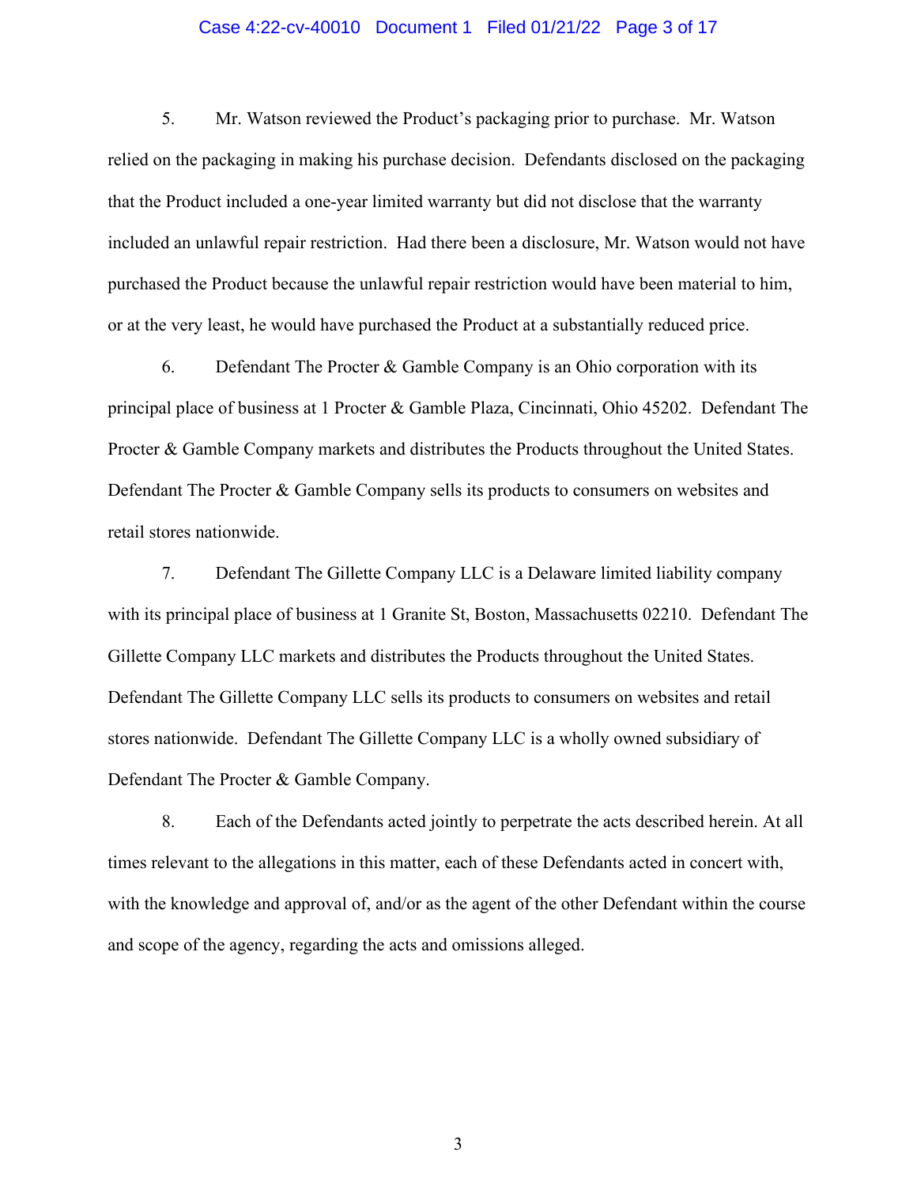5. Mr. Watson reviewed the Product's packaging prior to purchase. Mr. Watson relied on the packaging in making his purchase decision. Defendants disclosed on the packaging that the Product included a one-year limited warranty but did not disclose that the warranty included an unlawful repair restriction. Had there been a disclosure, Mr. Watson would not have purchased the Product because the unlawful repair restriction would have been material to him, or at the very least, he would have purchased the Product at a substantially reduced price.

6. Defendant The Procter & Gamble Company is an Ohio corporation with its principal place of business at 1 Procter & Gamble Plaza, Cincinnati, Ohio 45202. Defendant The Procter & Gamble Company markets and distributes the Products throughout the United States. Defendant The Procter & Gamble Company sells its products to consumers on websites and retail stores nationwide.

7. Defendant The Gillette Company LLC is a Delaware limited liability company with its principal place of business at 1 Granite St, Boston, Massachusetts 02210. Defendant The Gillette Company LLC markets and distributes the Products throughout the United States. Defendant The Gillette Company LLC sells its products to consumers on websites and retail stores nationwide. Defendant The Gillette Company LLC is a wholly owned subsidiary of Defendant The Procter & Gamble Company.

8. Each of the Defendants acted jointly to perpetrate the acts described herein. At all times relevant to the allegations in this matter, each of these Defendants acted in concert with, with the knowledge and approval of, and/or as the agent of the other Defendant within the course and scope of the agency, regarding the acts and omissions alleged.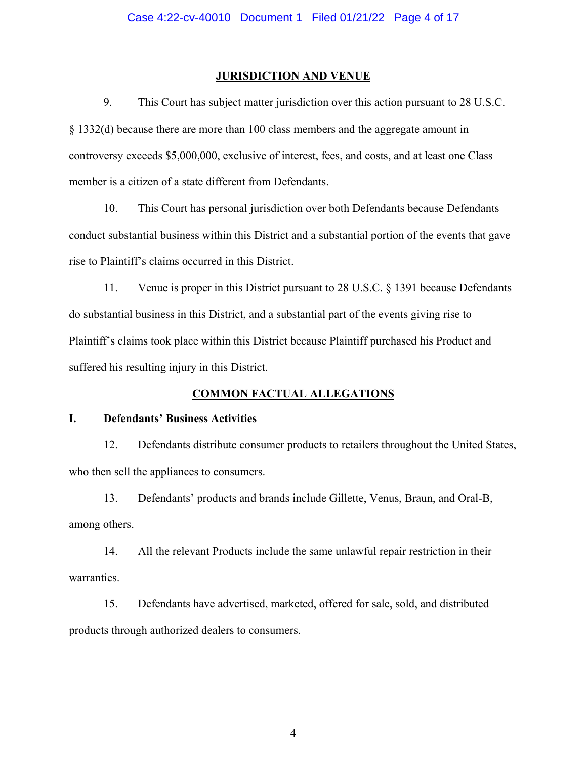## JURISDICTION AND VENUE

9. This Court has subject matter jurisdiction over this action pursuant to 28 U.S.C. § 1332(d) because there are more than 100 class members and the aggregate amount in controversy exceeds $5,000,000, exclusive of interest, fees, and costs, and at least one Class member is a citizen of a state different from Defendants.

10. This Court has personal jurisdiction over both Defendants because Defendants conduct substantial business within this District and a substantial portion of the events that gave rise to Plaintiff's claims occurred in this District.

11. Venue is proper in this District pursuant to 28 U.S.C. § 1391 because Defendants do substantial business in this District, and a substantial part of the events giving rise to Plaintiff's claims took place within this District because Plaintiff purchased his Product and suffered his resulting injury in this District.

## COMMON FACTUAL ALLEGATIONS

### I. Defendants' Business Activities

12. Defendants distribute consumer products to retailers throughout the United States, who then sell the appliances to consumers.

13. Defendants' products and brands include Gillette, Venus, Braun, and Oral-B, among others.

14. All the relevant Products include the same unlawful repair restriction in their warranties.

15. Defendants have advertised, marketed, offered for sale, sold, and distributed products through authorized dealers to consumers.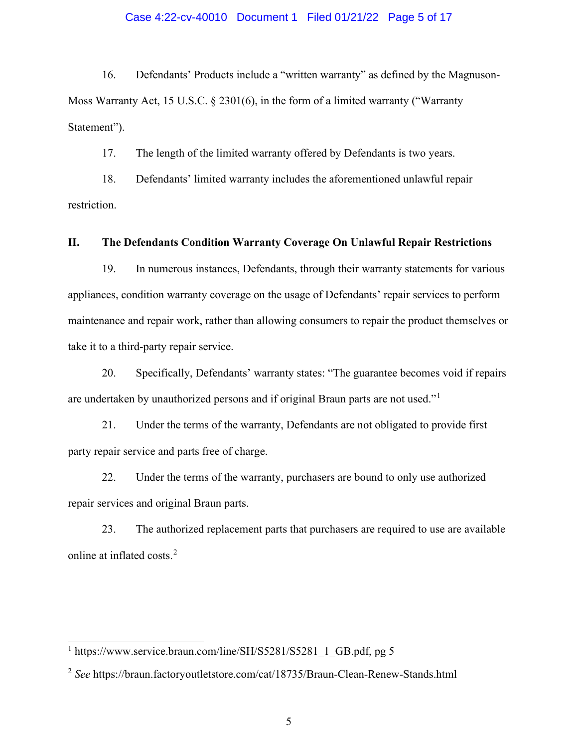16. Defendants' Products include a "written warranty" as defined by the Magnuson-Moss Warranty Act, 15 U.S.C. § 2301(6), in the form of a limited warranty ("Warranty Statement").

17. The length of the limited warranty offered by Defendants is two years.

18. Defendants' limited warranty includes the aforementioned unlawful repair restriction.

## II. The Defendants Condition Warranty Coverage On Unlawful Repair Restrictions

19. In numerous instances, Defendants, through their warranty statements for various appliances, condition warranty coverage on the usage of Defendants' repair services to perform maintenance and repair work, rather than allowing consumers to repair the product themselves or take it to a third-party repair service.

20. Specifically, Defendants' warranty states: "The guarantee becomes void if repairs are undertaken by unauthorized persons and if original Braun parts are not used."[1]

21. Under the terms of the warranty, Defendants are not obligated to provide first party repair service and parts free of charge.

22. Under the terms of the warranty, purchasers are bound to only use authorized repair services and original Braun parts.

23. The authorized replacement parts that purchasers are required to use are available online at inflated costs.[2]

---

[1] https://www.service.braun.com/line/SH/S5281/S5281_1_GB.pdf, pg 5

[2] *See* https://braun.factoryoutletstore.com/cat/18735/Braun-Clean-Renew-Stands.html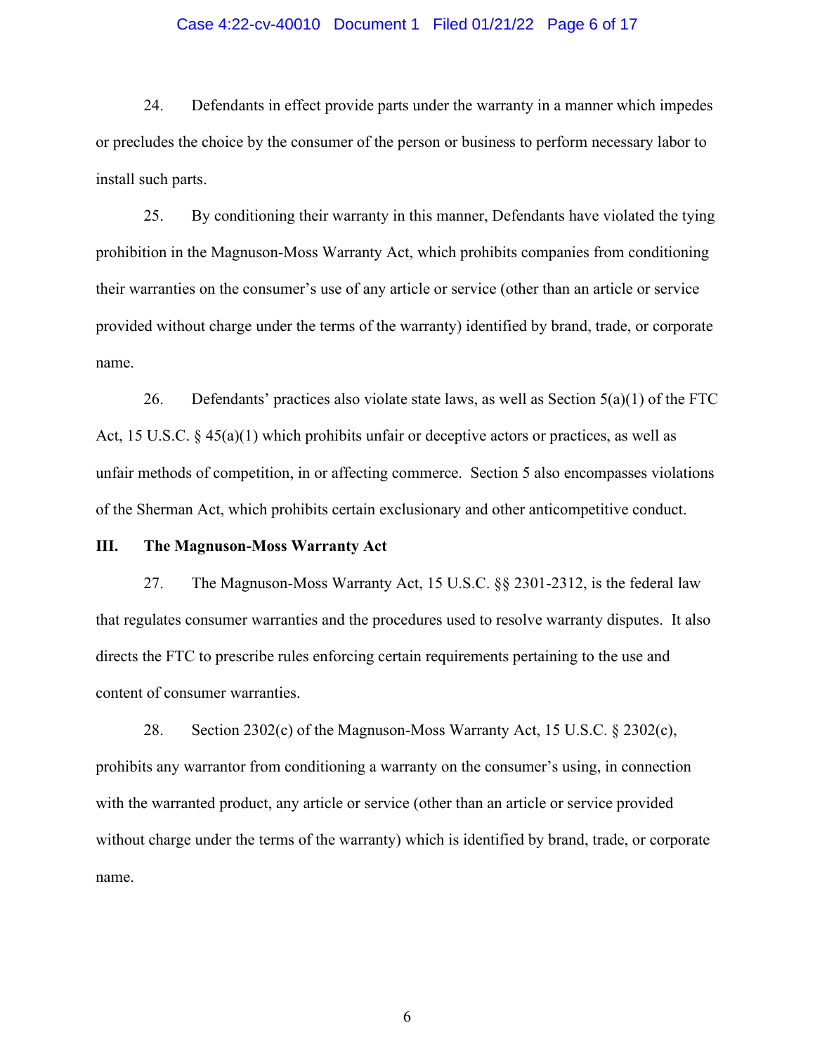24. Defendants in effect provide parts under the warranty in a manner which impedes or precludes the choice by the consumer of the person or business to perform necessary labor to install such parts.

25. By conditioning their warranty in this manner, Defendants have violated the tying prohibition in the Magnuson-Moss Warranty Act, which prohibits companies from conditioning their warranties on the consumer's use of any article or service (other than an article or service provided without charge under the terms of the warranty) identified by brand, trade, or corporate name.

26. Defendants' practices also violate state laws, as well as Section 5(a)(1) of the FTC Act, 15 U.S.C. § 45(a)(1) which prohibits unfair or deceptive actors or practices, as well as unfair methods of competition, in or affecting commerce. Section 5 also encompasses violations of the Sherman Act, which prohibits certain exclusionary and other anticompetitive conduct.

## III. The Magnuson-Moss Warranty Act

27. The Magnuson-Moss Warranty Act, 15 U.S.C. §§ 2301-2312, is the federal law that regulates consumer warranties and the procedures used to resolve warranty disputes. It also directs the FTC to prescribe rules enforcing certain requirements pertaining to the use and content of consumer warranties.

28. Section 2302(c) of the Magnuson-Moss Warranty Act, 15 U.S.C. § 2302(c), prohibits any warrantor from conditioning a warranty on the consumer's using, in connection with the warranted product, any article or service (other than an article or service provided without charge under the terms of the warranty) which is identified by brand, trade, or corporate name.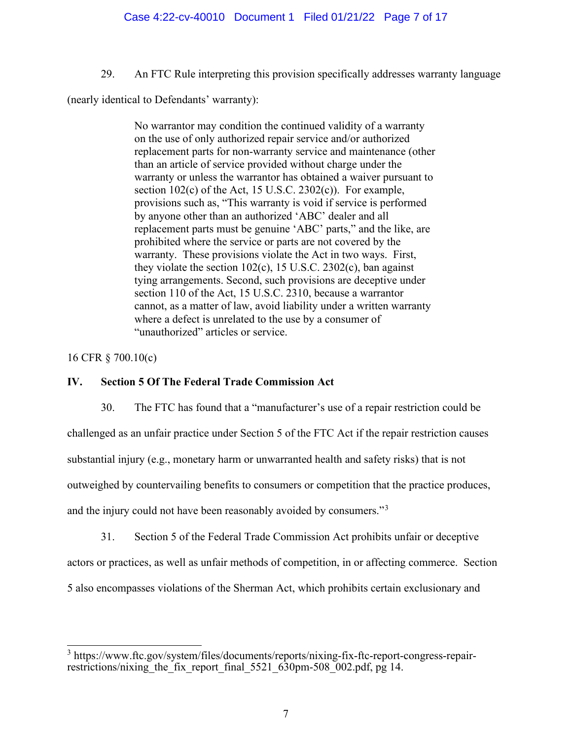29. An FTC Rule interpreting this provision specifically addresses warranty language (nearly identical to Defendants' warranty):

> No warrantor may condition the continued validity of a warranty on the use of only authorized repair service and/or authorized replacement parts for non-warranty service and maintenance (other than an article of service provided without charge under the warranty or unless the warrantor has obtained a waiver pursuant to section 102(c) of the Act, 15 U.S.C. 2302(c)). For example, provisions such as, "This warranty is void if service is performed by anyone other than an authorized 'ABC' dealer and all replacement parts must be genuine 'ABC' parts," and the like, are prohibited where the service or parts are not covered by the warranty. These provisions violate the Act in two ways. First, they violate the section 102(c), 15 U.S.C. 2302(c), ban against tying arrangements. Second, such provisions are deceptive under section 110 of the Act, 15 U.S.C. 2310, because a warrantor cannot, as a matter of law, avoid liability under a written warranty where a defect is unrelated to the use by a consumer of "unauthorized" articles or service.

16 CFR § 700.10(c)

## IV. Section 5 Of The Federal Trade Commission Act

30. The FTC has found that a "manufacturer's use of a repair restriction could be challenged as an unfair practice under Section 5 of the FTC Act if the repair restriction causes substantial injury (e.g., monetary harm or unwarranted health and safety risks) that is not outweighed by countervailing benefits to consumers or competition that the practice produces, and the injury could not have been reasonably avoided by consumers."[3]

31. Section 5 of the Federal Trade Commission Act prohibits unfair or deceptive actors or practices, as well as unfair methods of competition, in or affecting commerce. Section 5 also encompasses violations of the Sherman Act, which prohibits certain exclusionary and

---

[3] https://www.ftc.gov/system/files/documents/reports/nixing-fix-ftc-report-congress-repair-restrictions/nixing_the_fix_report_final_5521_630pm-508_002.pdf, pg 14.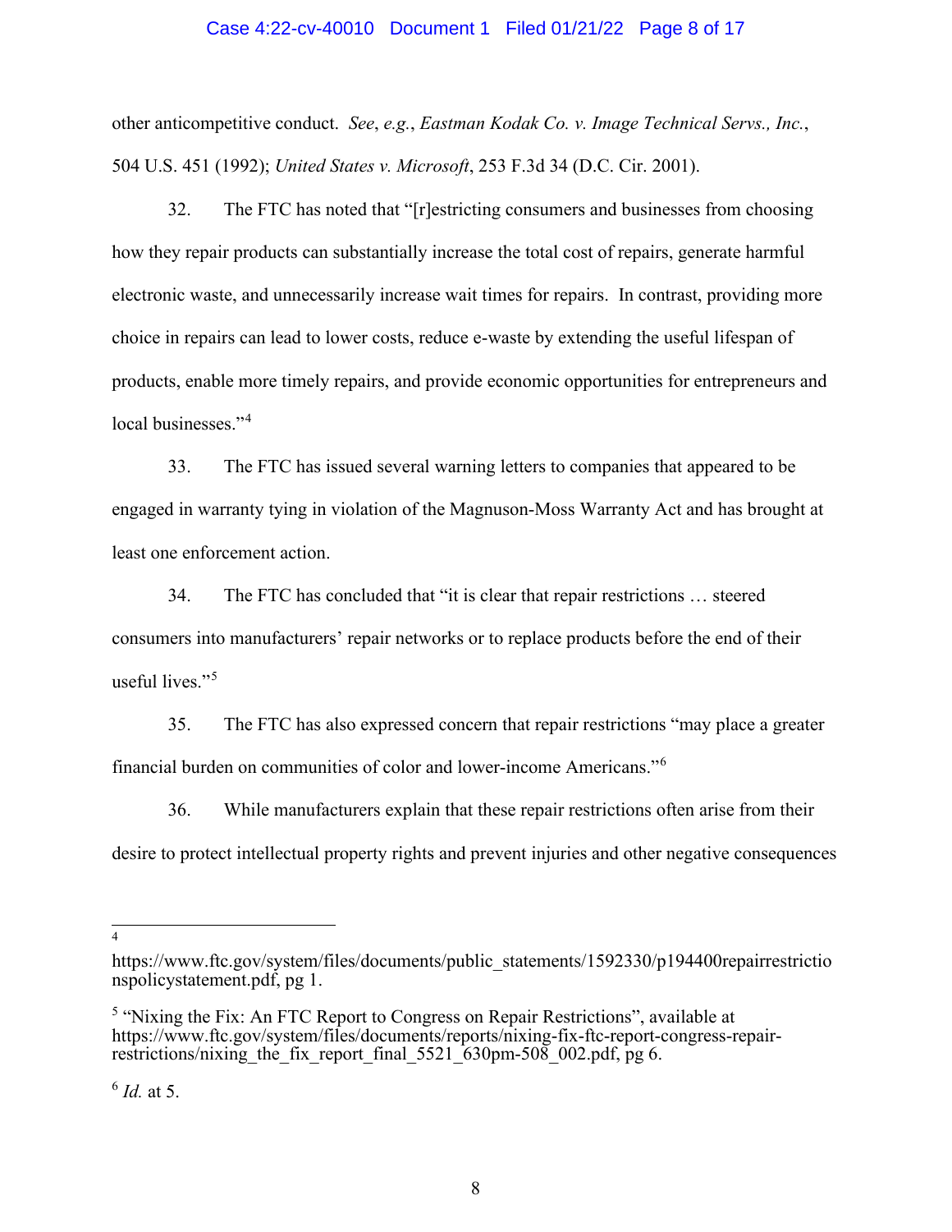other anticompetitive conduct. *See*, *e.g.*, *Eastman Kodak Co. v. Image Technical Servs., Inc.*, 504 U.S. 451 (1992); *United States v. Microsoft*, 253 F.3d 34 (D.C. Cir. 2001).

32. The FTC has noted that "[r]estricting consumers and businesses from choosing how they repair products can substantially increase the total cost of repairs, generate harmful electronic waste, and unnecessarily increase wait times for repairs. In contrast, providing more choice in repairs can lead to lower costs, reduce e-waste by extending the useful lifespan of products, enable more timely repairs, and provide economic opportunities for entrepreneurs and local businesses."[4]

33. The FTC has issued several warning letters to companies that appeared to be engaged in warranty tying in violation of the Magnuson-Moss Warranty Act and has brought at least one enforcement action.

34. The FTC has concluded that "it is clear that repair restrictions … steered consumers into manufacturers' repair networks or to replace products before the end of their useful lives."[5]

35. The FTC has also expressed concern that repair restrictions "may place a greater financial burden on communities of color and lower-income Americans."[6]

36. While manufacturers explain that these repair restrictions often arise from their desire to protect intellectual property rights and prevent injuries and other negative consequences

---

[4] https://www.ftc.gov/system/files/documents/public_statements/1592330/p194400repairrestrictionspolicystatement.pdf, pg 1.

[5] "Nixing the Fix: An FTC Report to Congress on Repair Restrictions", available at https://www.ftc.gov/system/files/documents/reports/nixing-fix-ftc-report-congress-repair-restrictions/nixing_the_fix_report_final_5521_630pm-508_002.pdf, pg 6.

[6] *Id.* at 5.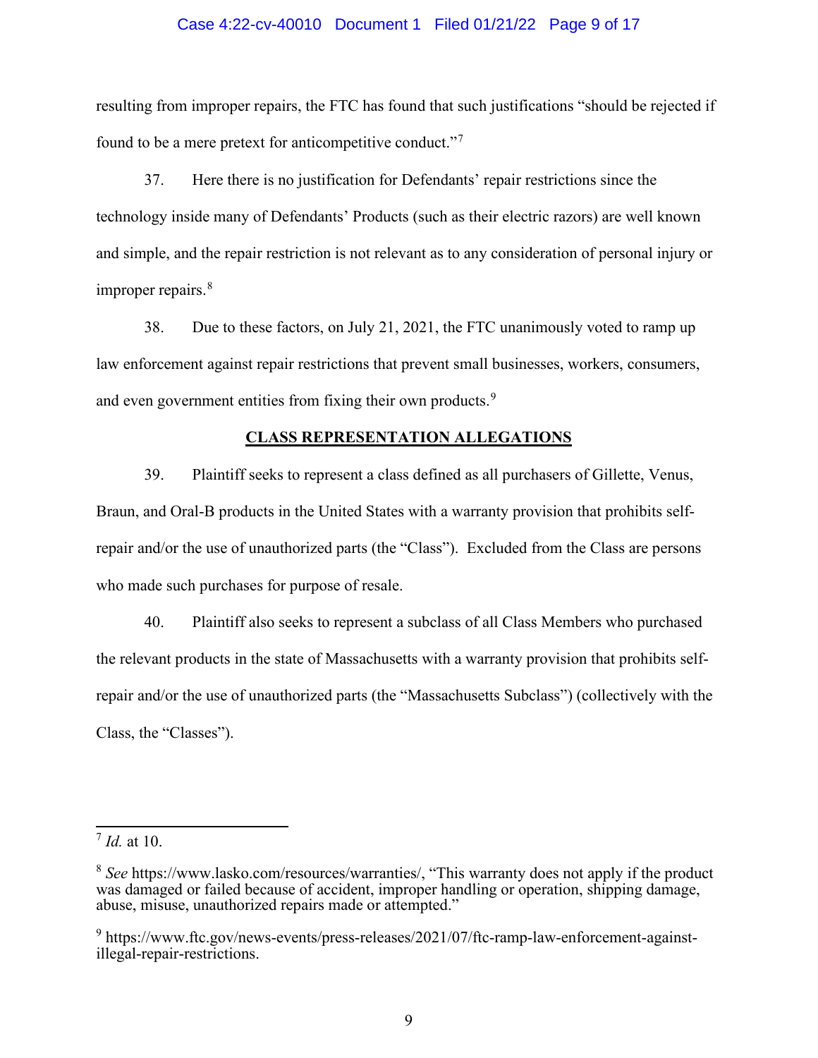resulting from improper repairs, the FTC has found that such justifications "should be rejected if found to be a mere pretext for anticompetitive conduct."[7]

37. Here there is no justification for Defendants' repair restrictions since the technology inside many of Defendants' Products (such as their electric razors) are well known and simple, and the repair restriction is not relevant as to any consideration of personal injury or improper repairs.[8]

38. Due to these factors, on July 21, 2021, the FTC unanimously voted to ramp up law enforcement against repair restrictions that prevent small businesses, workers, consumers, and even government entities from fixing their own products.[9]

## CLASS REPRESENTATION ALLEGATIONS

39. Plaintiff seeks to represent a class defined as all purchasers of Gillette, Venus, Braun, and Oral-B products in the United States with a warranty provision that prohibits self-repair and/or the use of unauthorized parts (the "Class"). Excluded from the Class are persons who made such purchases for purpose of resale.

40. Plaintiff also seeks to represent a subclass of all Class Members who purchased the relevant products in the state of Massachusetts with a warranty provision that prohibits self-repair and/or the use of unauthorized parts (the "Massachusetts Subclass") (collectively with the Class, the "Classes").

---

[7] *Id.* at 10.

[8] *See* https://www.lasko.com/resources/warranties/, "This warranty does not apply if the product was damaged or failed because of accident, improper handling or operation, shipping damage, abuse, misuse, unauthorized repairs made or attempted."

[9] https://www.ftc.gov/news-events/press-releases/2021/07/ftc-ramp-law-enforcement-against-illegal-repair-restrictions.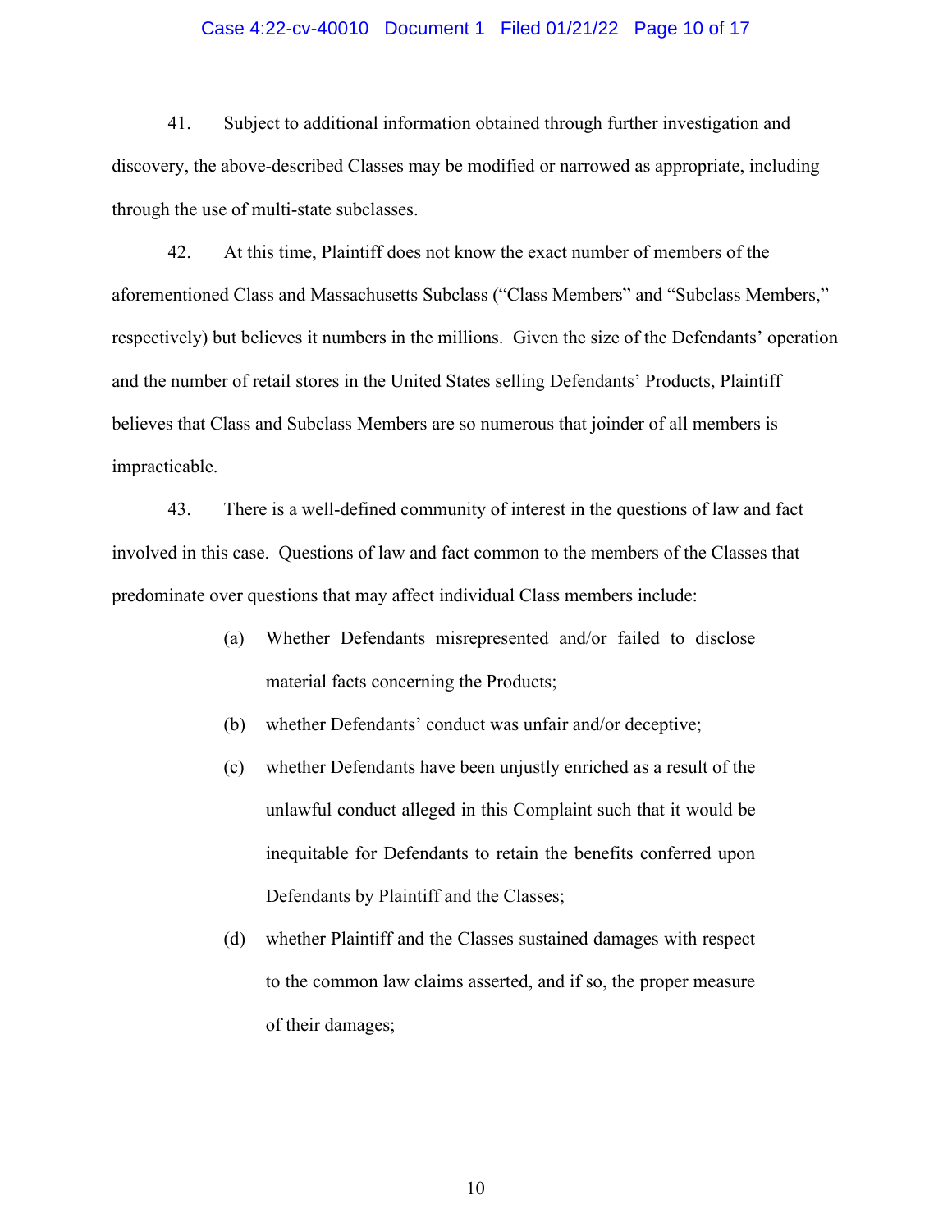41. Subject to additional information obtained through further investigation and discovery, the above-described Classes may be modified or narrowed as appropriate, including through the use of multi-state subclasses.

42. At this time, Plaintiff does not know the exact number of members of the aforementioned Class and Massachusetts Subclass ("Class Members" and "Subclass Members," respectively) but believes it numbers in the millions. Given the size of the Defendants' operation and the number of retail stores in the United States selling Defendants' Products, Plaintiff believes that Class and Subclass Members are so numerous that joinder of all members is impracticable.

43. There is a well-defined community of interest in the questions of law and fact involved in this case. Questions of law and fact common to the members of the Classes that predominate over questions that may affect individual Class members include:

(a) Whether Defendants misrepresented and/or failed to disclose material facts concerning the Products;

(b) whether Defendants' conduct was unfair and/or deceptive;

(c) whether Defendants have been unjustly enriched as a result of the unlawful conduct alleged in this Complaint such that it would be inequitable for Defendants to retain the benefits conferred upon Defendants by Plaintiff and the Classes;

(d) whether Plaintiff and the Classes sustained damages with respect to the common law claims asserted, and if so, the proper measure of their damages;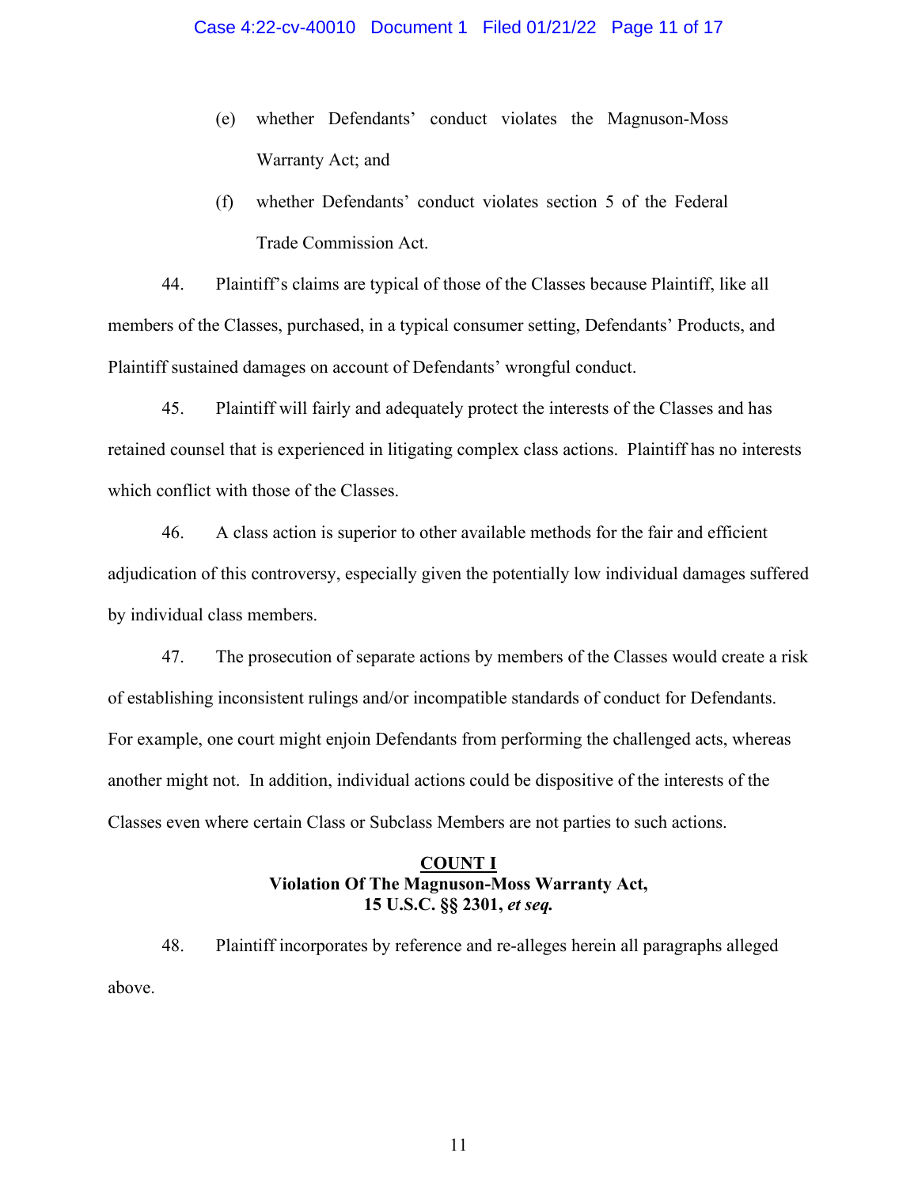(e) whether Defendants' conduct violates the Magnuson-Moss Warranty Act; and

(f) whether Defendants' conduct violates section 5 of the Federal Trade Commission Act.

44. Plaintiff's claims are typical of those of the Classes because Plaintiff, like all members of the Classes, purchased, in a typical consumer setting, Defendants' Products, and Plaintiff sustained damages on account of Defendants' wrongful conduct.

45. Plaintiff will fairly and adequately protect the interests of the Classes and has retained counsel that is experienced in litigating complex class actions. Plaintiff has no interests which conflict with those of the Classes.

46. A class action is superior to other available methods for the fair and efficient adjudication of this controversy, especially given the potentially low individual damages suffered by individual class members.

47. The prosecution of separate actions by members of the Classes would create a risk of establishing inconsistent rulings and/or incompatible standards of conduct for Defendants. For example, one court might enjoin Defendants from performing the challenged acts, whereas another might not. In addition, individual actions could be dispositive of the interests of the Classes even where certain Class or Subclass Members are not parties to such actions.

## COUNT I
**Violation Of The Magnuson-Moss Warranty Act, 15 U.S.C. §§ 2301, *et seq.***

48. Plaintiff incorporates by reference and re-alleges herein all paragraphs alleged above.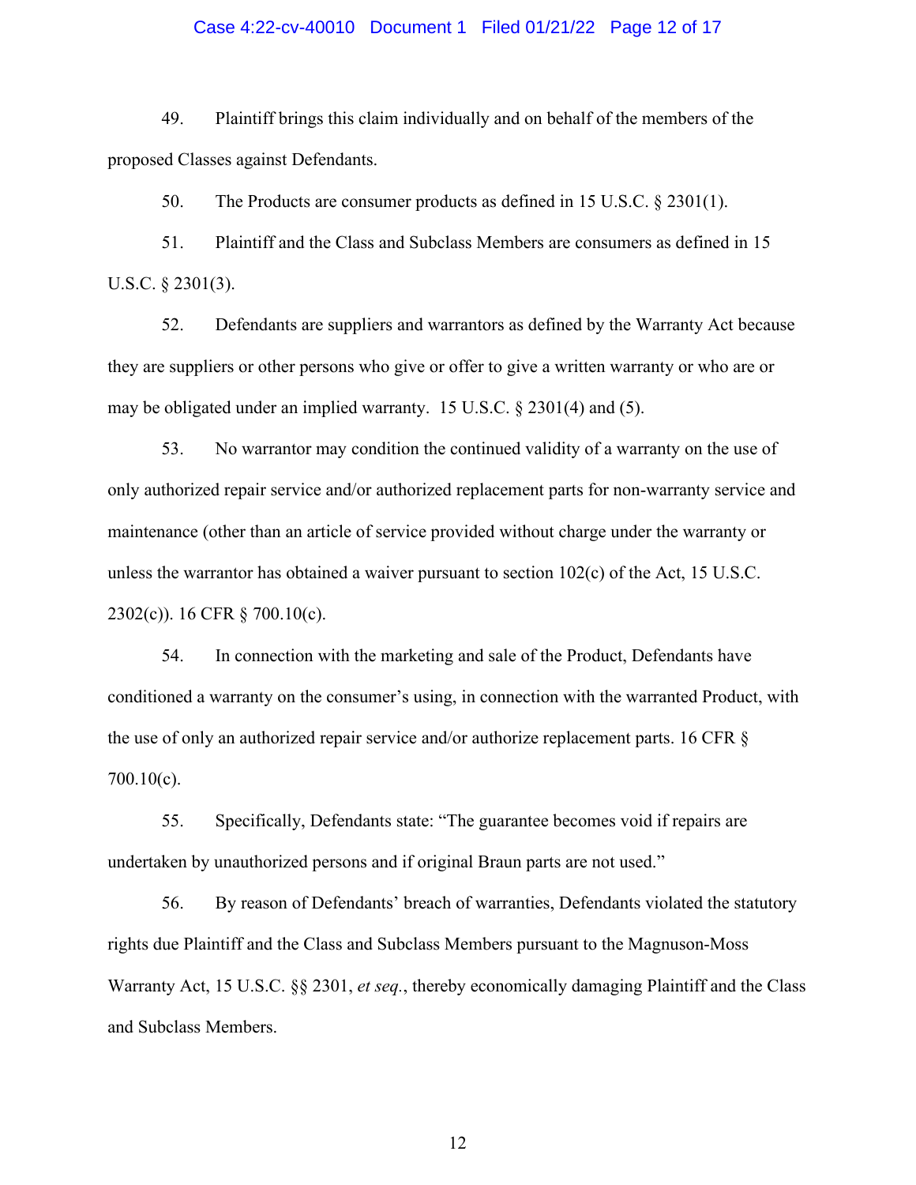49. Plaintiff brings this claim individually and on behalf of the members of the proposed Classes against Defendants.

50. The Products are consumer products as defined in 15 U.S.C. § 2301(1).

51. Plaintiff and the Class and Subclass Members are consumers as defined in 15 U.S.C. § 2301(3).

52. Defendants are suppliers and warrantors as defined by the Warranty Act because they are suppliers or other persons who give or offer to give a written warranty or who are or may be obligated under an implied warranty. 15 U.S.C. § 2301(4) and (5).

53. No warrantor may condition the continued validity of a warranty on the use of only authorized repair service and/or authorized replacement parts for non-warranty service and maintenance (other than an article of service provided without charge under the warranty or unless the warrantor has obtained a waiver pursuant to section 102(c) of the Act, 15 U.S.C. 2302(c)). 16 CFR § 700.10(c).

54. In connection with the marketing and sale of the Product, Defendants have conditioned a warranty on the consumer's using, in connection with the warranted Product, with the use of only an authorized repair service and/or authorize replacement parts. 16 CFR § 700.10(c).

55. Specifically, Defendants state: "The guarantee becomes void if repairs are undertaken by unauthorized persons and if original Braun parts are not used."

56. By reason of Defendants' breach of warranties, Defendants violated the statutory rights due Plaintiff and the Class and Subclass Members pursuant to the Magnuson-Moss Warranty Act, 15 U.S.C. §§ 2301, *et seq.*, thereby economically damaging Plaintiff and the Class and Subclass Members.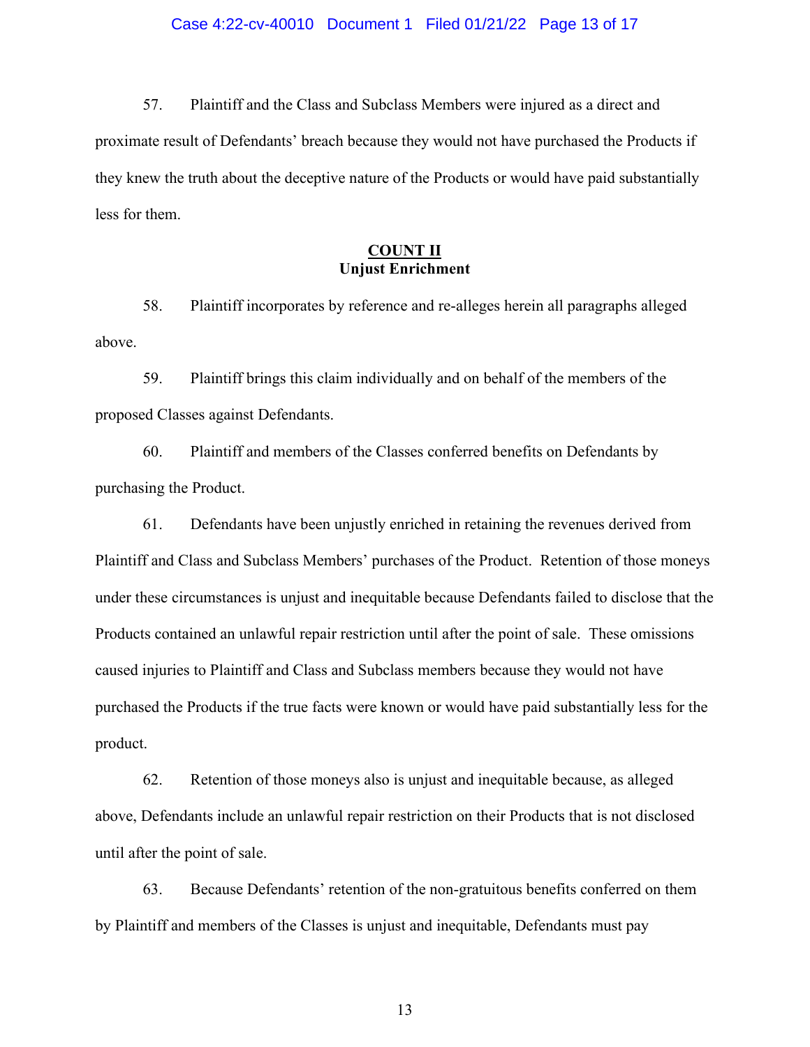57. Plaintiff and the Class and Subclass Members were injured as a direct and proximate result of Defendants' breach because they would not have purchased the Products if they knew the truth about the deceptive nature of the Products or would have paid substantially less for them.

## COUNT II
## Unjust Enrichment

58. Plaintiff incorporates by reference and re-alleges herein all paragraphs alleged above.

59. Plaintiff brings this claim individually and on behalf of the members of the proposed Classes against Defendants.

60. Plaintiff and members of the Classes conferred benefits on Defendants by purchasing the Product.

61. Defendants have been unjustly enriched in retaining the revenues derived from Plaintiff and Class and Subclass Members' purchases of the Product. Retention of those moneys under these circumstances is unjust and inequitable because Defendants failed to disclose that the Products contained an unlawful repair restriction until after the point of sale. These omissions caused injuries to Plaintiff and Class and Subclass members because they would not have purchased the Products if the true facts were known or would have paid substantially less for the product.

62. Retention of those moneys also is unjust and inequitable because, as alleged above, Defendants include an unlawful repair restriction on their Products that is not disclosed until after the point of sale.

63. Because Defendants' retention of the non-gratuitous benefits conferred on them by Plaintiff and members of the Classes is unjust and inequitable, Defendants must pay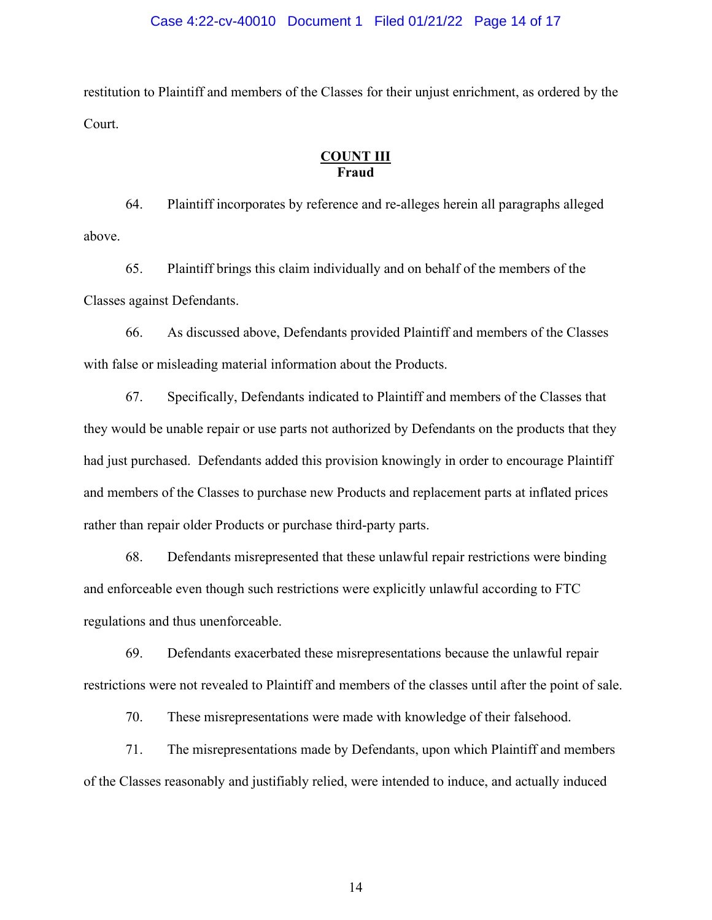restitution to Plaintiff and members of the Classes for their unjust enrichment, as ordered by the Court.

## COUNT III
**Fraud**

64. Plaintiff incorporates by reference and re-alleges herein all paragraphs alleged above.

65. Plaintiff brings this claim individually and on behalf of the members of the Classes against Defendants.

66. As discussed above, Defendants provided Plaintiff and members of the Classes with false or misleading material information about the Products.

67. Specifically, Defendants indicated to Plaintiff and members of the Classes that they would be unable repair or use parts not authorized by Defendants on the products that they had just purchased. Defendants added this provision knowingly in order to encourage Plaintiff and members of the Classes to purchase new Products and replacement parts at inflated prices rather than repair older Products or purchase third-party parts.

68. Defendants misrepresented that these unlawful repair restrictions were binding and enforceable even though such restrictions were explicitly unlawful according to FTC regulations and thus unenforceable.

69. Defendants exacerbated these misrepresentations because the unlawful repair restrictions were not revealed to Plaintiff and members of the classes until after the point of sale.

70. These misrepresentations were made with knowledge of their falsehood.

71. The misrepresentations made by Defendants, upon which Plaintiff and members of the Classes reasonably and justifiably relied, were intended to induce, and actually induced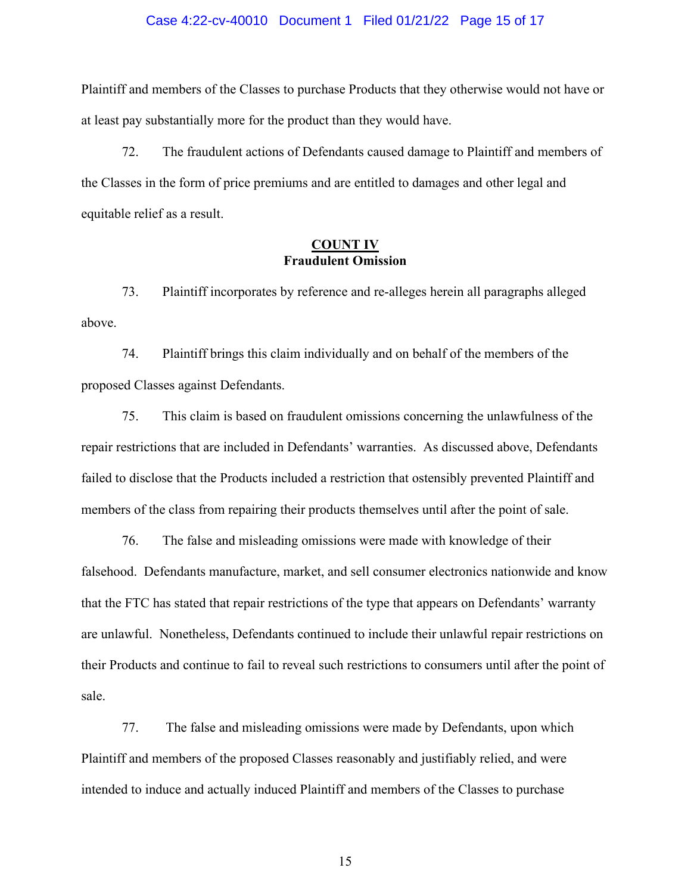Plaintiff and members of the Classes to purchase Products that they otherwise would not have or at least pay substantially more for the product than they would have.

72. The fraudulent actions of Defendants caused damage to Plaintiff and members of the Classes in the form of price premiums and are entitled to damages and other legal and equitable relief as a result.

## COUNT IV
**Fraudulent Omission**

73. Plaintiff incorporates by reference and re-alleges herein all paragraphs alleged above.

74. Plaintiff brings this claim individually and on behalf of the members of the proposed Classes against Defendants.

75. This claim is based on fraudulent omissions concerning the unlawfulness of the repair restrictions that are included in Defendants' warranties. As discussed above, Defendants failed to disclose that the Products included a restriction that ostensibly prevented Plaintiff and members of the class from repairing their products themselves until after the point of sale.

76. The false and misleading omissions were made with knowledge of their falsehood. Defendants manufacture, market, and sell consumer electronics nationwide and know that the FTC has stated that repair restrictions of the type that appears on Defendants' warranty are unlawful. Nonetheless, Defendants continued to include their unlawful repair restrictions on their Products and continue to fail to reveal such restrictions to consumers until after the point of sale.

77. The false and misleading omissions were made by Defendants, upon which Plaintiff and members of the proposed Classes reasonably and justifiably relied, and were intended to induce and actually induced Plaintiff and members of the Classes to purchase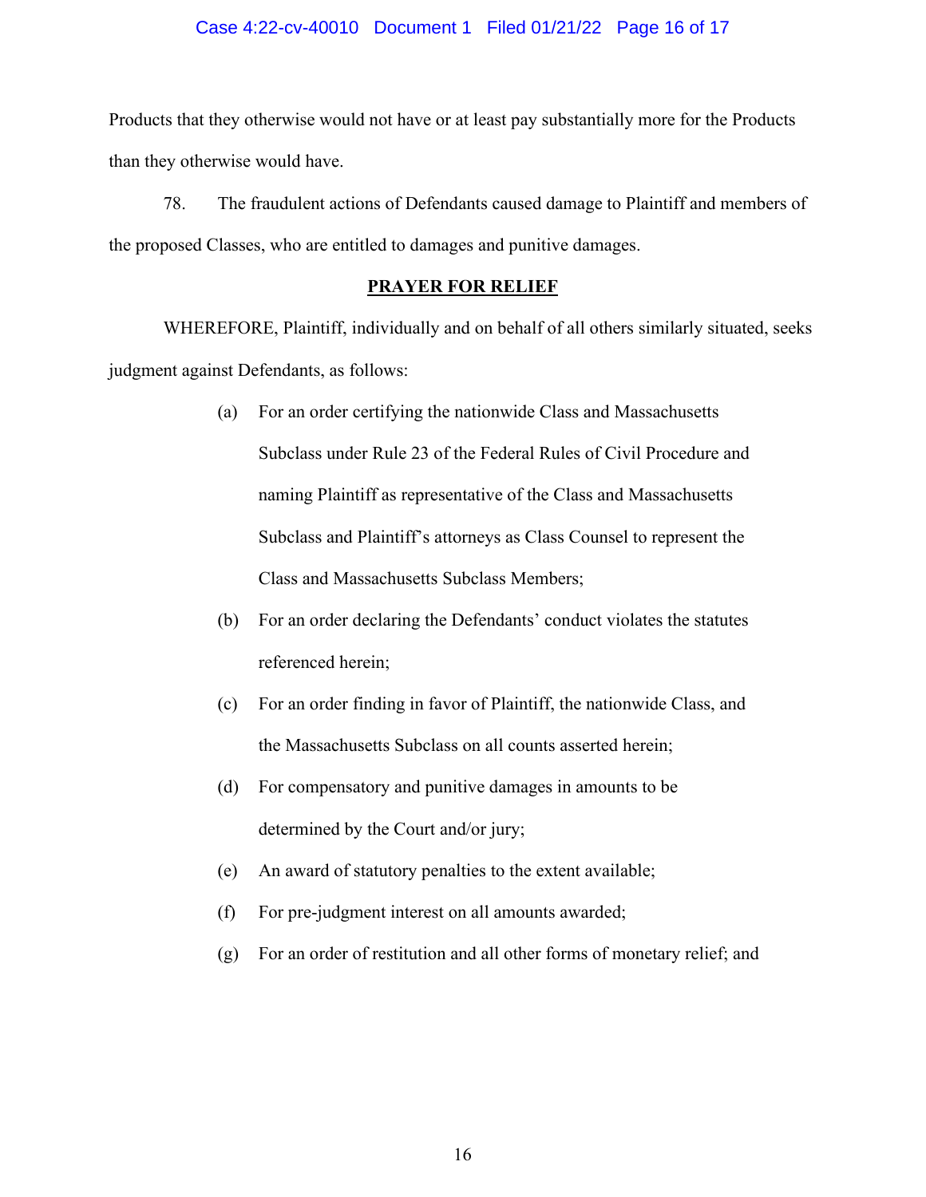Products that they otherwise would not have or at least pay substantially more for the Products than they otherwise would have.

78. The fraudulent actions of Defendants caused damage to Plaintiff and members of the proposed Classes, who are entitled to damages and punitive damages.

## PRAYER FOR RELIEF

WHEREFORE, Plaintiff, individually and on behalf of all others similarly situated, seeks judgment against Defendants, as follows:

(a) For an order certifying the nationwide Class and Massachusetts Subclass under Rule 23 of the Federal Rules of Civil Procedure and naming Plaintiff as representative of the Class and Massachusetts Subclass and Plaintiff's attorneys as Class Counsel to represent the Class and Massachusetts Subclass Members;

(b) For an order declaring the Defendants' conduct violates the statutes referenced herein;

(c) For an order finding in favor of Plaintiff, the nationwide Class, and the Massachusetts Subclass on all counts asserted herein;

(d) For compensatory and punitive damages in amounts to be determined by the Court and/or jury;

(e) An award of statutory penalties to the extent available;

(f) For pre-judgment interest on all amounts awarded;

(g) For an order of restitution and all other forms of monetary relief; and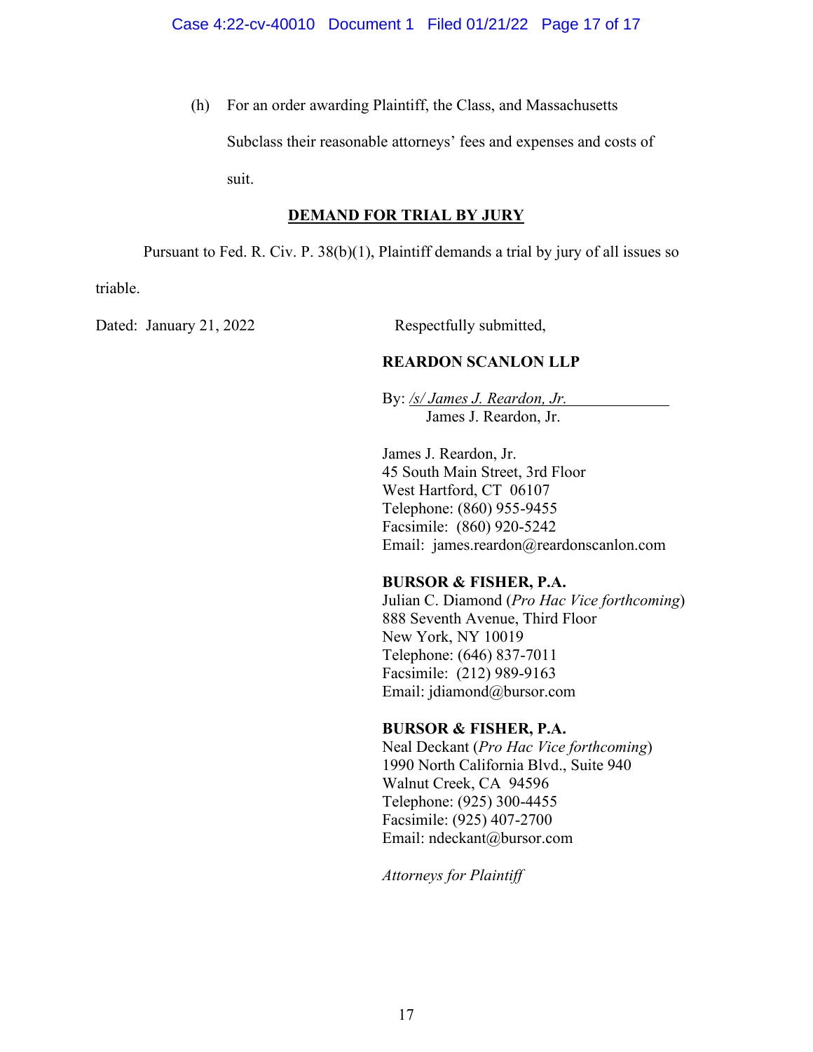(h) For an order awarding Plaintiff, the Class, and Massachusetts Subclass their reasonable attorneys' fees and expenses and costs of suit.

**DEMAND FOR TRIAL BY JURY**

Pursuant to Fed. R. Civ. P. 38(b)(1), Plaintiff demands a trial by jury of all issues so triable.

Dated: January 21, 2022

Respectfully submitted,

**REARDON SCANLON LLP**

By: */s/ James J. Reardon, Jr.*
James J. Reardon, Jr.

James J. Reardon, Jr.
45 South Main Street, 3rd Floor
West Hartford, CT 06107
Telephone: (860) 955-9455
Facsimile: (860) 920-5242
Email: james.reardon@reardonscanlon.com

**BURSOR & FISHER, P.A.**
Julian C. Diamond (*Pro Hac Vice forthcoming*)
888 Seventh Avenue, Third Floor
New York, NY 10019
Telephone: (646) 837-7011
Facsimile: (212) 989-9163
Email: jdiamond@bursor.com

**BURSOR & FISHER, P.A.**
Neal Deckant (*Pro Hac Vice forthcoming*)
1990 North California Blvd., Suite 940
Walnut Creek, CA 94596
Telephone: (925) 300-4455
Facsimile: (925) 407-2700
Email: ndeckant@bursor.com

*Attorneys for Plaintiff*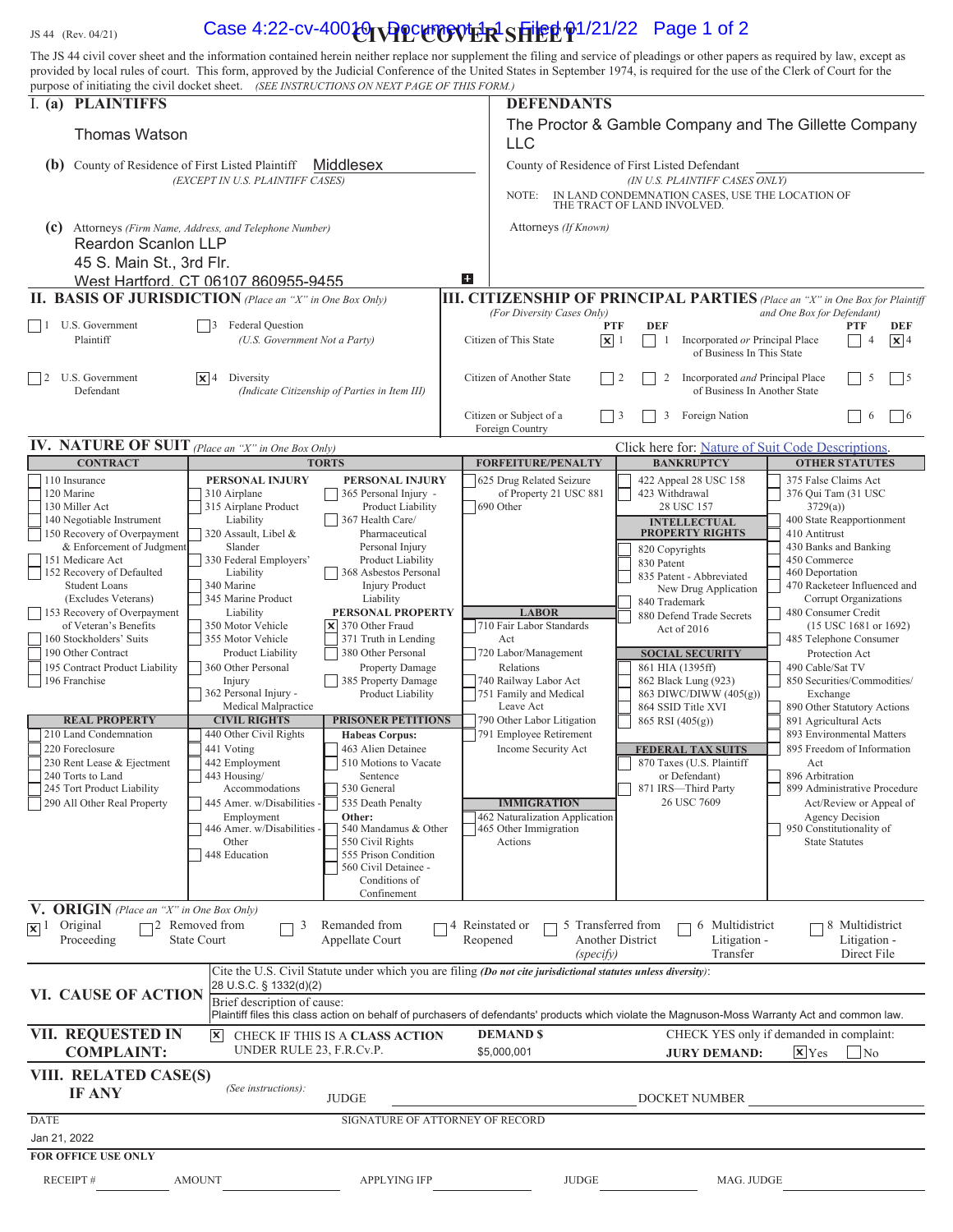JS 44 (Rev. 04/21)

# CIVIL COVER SHEET

The JS 44 civil cover sheet and the information contained herein neither replace nor supplement the filing and service of pleadings or other papers as required by law, except as provided by local rules of court. This form, approved by the Judicial Conference of the United States in September 1974, is required for the use of the Clerk of Court for the purpose of initiating the civil docket sheet. *(SEE INSTRUCTIONS ON NEXT PAGE OF THIS FORM.)*

## I. (a) PLAINTIFFS

Thomas Watson

**(b)** County of Residence of First Listed Plaintiff: Middlesex
*(EXCEPT IN U.S. PLAINTIFF CASES)*

**(c)** Attorneys *(Firm Name, Address, and Telephone Number)*
Reardon Scanlon LLP
45 S. Main St., 3rd Flr.
West Hartford, CT 06107 860955-9455

## DEFENDANTS

The Proctor & Gamble Company and The Gillette Company LLC

County of Residence of First Listed Defendant:
*(IN U.S. PLAINTIFF CASES ONLY)*

NOTE: IN LAND CONDEMNATION CASES, USE THE LOCATION OF THE TRACT OF LAND INVOLVED.

Attorneys *(If Known)*

## II. BASIS OF JURISDICTION *(Place an "X" in One Box Only)*

- ☐ 1 U.S. Government Plaintiff
- ☐ 3 Federal Question (U.S. Government Not a Party)
- ☐ 2 U.S. Government Defendant
- ☒ 4 Diversity (Indicate Citizenship of Parties in Item III)

## III. CITIZENSHIP OF PRINCIPAL PARTIES *(Place an "X" in One Box for Plaintiff and One Box for Defendant)* *(For Diversity Cases Only)*

| | PTF | DEF | | PTF | DEF |
|---|---|---|---|---|---|
| Citizen of This State | ☒ 1 | ☐ 1 | Incorporated *or* Principal Place of Business In This State | ☐ 4 | ☒ 4 |
| Citizen of Another State | ☐ 2 | ☐ 2 | Incorporated *and* Principal Place of Business In Another State | ☐ 5 | ☐ 5 |
| Citizen or Subject of a Foreign Country | ☐ 3 | ☐ 3 | Foreign Nation | ☐ 6 | ☐ 6 |

## IV. NATURE OF SUIT *(Place an "X" in One Box Only)*

Click here for: Nature of Suit Code Descriptions.

**CONTRACT:** ☐ 110 Insurance; ☐ 120 Marine; ☐ 130 Miller Act; ☐ 140 Negotiable Instrument; ☐ 150 Recovery of Overpayment & Enforcement of Judgment; ☐ 151 Medicare Act; ☐ 152 Recovery of Defaulted Student Loans (Excludes Veterans); ☐ 153 Recovery of Overpayment of Veteran's Benefits; ☐ 160 Stockholders' Suits; ☐ 190 Other Contract; ☐ 195 Contract Product Liability; ☐ 196 Franchise

**REAL PROPERTY:** ☐ 210 Land Condemnation; ☐ 220 Foreclosure; ☐ 230 Rent Lease & Ejectment; ☐ 240 Torts to Land; ☐ 245 Tort Product Liability; ☐ 290 All Other Real Property

**TORTS — PERSONAL INJURY:** ☐ 310 Airplane; ☐ 315 Airplane Product Liability; ☐ 320 Assault, Libel & Slander; ☐ 330 Federal Employers' Liability; ☐ 340 Marine; ☐ 345 Marine Product Liability; ☐ 350 Motor Vehicle; ☐ 355 Motor Vehicle Product Liability; ☐ 360 Other Personal Injury; ☐ 362 Personal Injury - Medical Malpractice

**TORTS — PERSONAL INJURY:** ☐ 365 Personal Injury - Product Liability; ☐ 367 Health Care/ Pharmaceutical Personal Injury Product Liability; ☐ 368 Asbestos Personal Injury Product Liability

**PERSONAL PROPERTY:** ☒ 370 Other Fraud; ☐ 371 Truth in Lending; ☐ 380 Other Personal Property Damage; ☐ 385 Property Damage Product Liability

**CIVIL RIGHTS:** ☐ 440 Other Civil Rights; ☐ 441 Voting; ☐ 442 Employment; ☐ 443 Housing/ Accommodations; ☐ 445 Amer. w/Disabilities - Employment; ☐ 446 Amer. w/Disabilities - Other; ☐ 448 Education

**PRISONER PETITIONS — Habeas Corpus:** ☐ 463 Alien Detainee; ☐ 510 Motions to Vacate Sentence; ☐ 530 General; ☐ 535 Death Penalty; **Other:** ☐ 540 Mandamus & Other; ☐ 550 Civil Rights; ☐ 555 Prison Condition; ☐ 560 Civil Detainee - Conditions of Confinement

**FORFEITURE/PENALTY:** ☐ 625 Drug Related Seizure of Property 21 USC 881; ☐ 690 Other

**LABOR:** ☐ 710 Fair Labor Standards Act; ☐ 720 Labor/Management Relations; ☐ 740 Railway Labor Act; ☐ 751 Family and Medical Leave Act; ☐ 790 Other Labor Litigation; ☐ 791 Employee Retirement Income Security Act

**IMMIGRATION:** ☐ 462 Naturalization Application; ☐ 465 Other Immigration Actions

**BANKRUPTCY:** ☐ 422 Appeal 28 USC 158; ☐ 423 Withdrawal 28 USC 157

**INTELLECTUAL PROPERTY RIGHTS:** ☐ 820 Copyrights; ☐ 830 Patent; ☐ 835 Patent - Abbreviated New Drug Application; ☐ 840 Trademark; ☐ 880 Defend Trade Secrets Act of 2016

**SOCIAL SECURITY:** ☐ 861 HIA (1395ff); ☐ 862 Black Lung (923); ☐ 863 DIWC/DIWW (405(g)); ☐ 864 SSID Title XVI; ☐ 865 RSI (405(g))

**FEDERAL TAX SUITS:** ☐ 870 Taxes (U.S. Plaintiff or Defendant); ☐ 871 IRS—Third Party 26 USC 7609

**OTHER STATUTES:** ☐ 375 False Claims Act; ☐ 376 Qui Tam (31 USC 3729(a)); ☐ 400 State Reapportionment; ☐ 410 Antitrust; ☐ 430 Banks and Banking; ☐ 450 Commerce; ☐ 460 Deportation; ☐ 470 Racketeer Influenced and Corrupt Organizations; ☐ 480 Consumer Credit (15 USC 1681 or 1692); ☐ 485 Telephone Consumer Protection Act; ☐ 490 Cable/Sat TV; ☐ 850 Securities/Commodities/ Exchange; ☐ 890 Other Statutory Actions; ☐ 891 Agricultural Acts; ☐ 893 Environmental Matters; ☐ 895 Freedom of Information Act; ☐ 896 Arbitration; ☐ 899 Administrative Procedure Act/Review or Appeal of Agency Decision; ☐ 950 Constitutionality of State Statutes

## V. ORIGIN *(Place an "X" in One Box Only)*

- ☒ 1 Original Proceeding
- ☐ 2 Removed from State Court
- ☐ 3 Remanded from Appellate Court
- ☐ 4 Reinstated or Reopened
- ☐ 5 Transferred from Another District *(specify)*
- ☐ 6 Multidistrict Litigation - Transfer
- ☐ 8 Multidistrict Litigation - Direct File

## VI. CAUSE OF ACTION

Cite the U.S. Civil Statute under which you are filing *(Do not cite jurisdictional statutes unless diversity)*:
28 U.S.C. § 1332(d)(2)

Brief description of cause:
Plaintiff files this class action on behalf of purchasers of defendants' products which violate the Magnuson-Moss Warranty Act and common law.

## VII. REQUESTED IN COMPLAINT:

☒ CHECK IF THIS IS A CLASS ACTION UNDER RULE 23, F.R.Cv.P.

DEMAND $: $5,000,001

CHECK YES only if demanded in complaint: JURY DEMAND: ☒ Yes ☐ No

## VIII. RELATED CASE(S) IF ANY

*(See instructions):* JUDGE ______ DOCKET NUMBER ______

DATE: Jan 21, 2022

SIGNATURE OF ATTORNEY OF RECORD

**FOR OFFICE USE ONLY**

RECEIPT # ______ AMOUNT ______ APPLYING IFP ______ JUDGE ______ MAG. JUDGE ______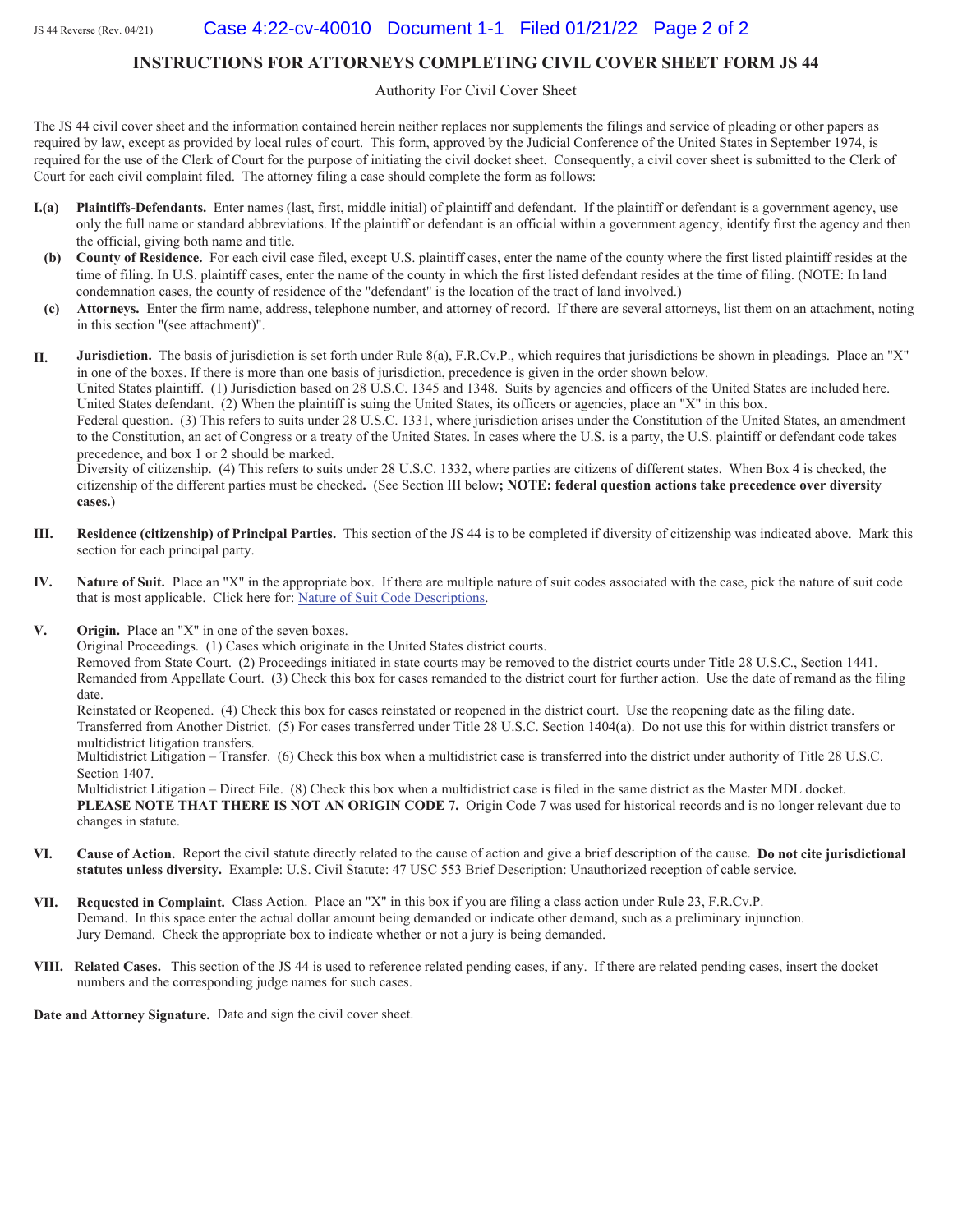JS 44 Reverse (Rev. 04/21)

# INSTRUCTIONS FOR ATTORNEYS COMPLETING CIVIL COVER SHEET FORM JS 44

Authority For Civil Cover Sheet

The JS 44 civil cover sheet and the information contained herein neither replaces nor supplements the filings and service of pleading or other papers as required by law, except as provided by local rules of court. This form, approved by the Judicial Conference of the United States in September 1974, is required for the use of the Clerk of Court for the purpose of initiating the civil docket sheet. Consequently, a civil cover sheet is submitted to the Clerk of Court for each civil complaint filed. The attorney filing a case should complete the form as follows:

**I.(a) Plaintiffs-Defendants.** Enter names (last, first, middle initial) of plaintiff and defendant. If the plaintiff or defendant is a government agency, use only the full name or standard abbreviations. If the plaintiff or defendant is an official within a government agency, identify first the agency and then the official, giving both name and title.

**(b) County of Residence.** For each civil case filed, except U.S. plaintiff cases, enter the name of the county where the first listed plaintiff resides at the time of filing. In U.S. plaintiff cases, enter the name of the county in which the first listed defendant resides at the time of filing. (NOTE: In land condemnation cases, the county of residence of the "defendant" is the location of the tract of land involved.)

**(c) Attorneys.** Enter the firm name, address, telephone number, and attorney of record. If there are several attorneys, list them on an attachment, noting in this section "(see attachment)".

**II. Jurisdiction.** The basis of jurisdiction is set forth under Rule 8(a), F.R.Cv.P., which requires that jurisdictions be shown in pleadings. Place an "X" in one of the boxes. If there is more than one basis of jurisdiction, precedence is given in the order shown below.
United States plaintiff. (1) Jurisdiction based on 28 U.S.C. 1345 and 1348. Suits by agencies and officers of the United States are included here.
United States defendant. (2) When the plaintiff is suing the United States, its officers or agencies, place an "X" in this box.
Federal question. (3) This refers to suits under 28 U.S.C. 1331, where jurisdiction arises under the Constitution of the United States, an amendment to the Constitution, an act of Congress or a treaty of the United States. In cases where the U.S. is a party, the U.S. plaintiff or defendant code takes precedence, and box 1 or 2 should be marked.
Diversity of citizenship. (4) This refers to suits under 28 U.S.C. 1332, where parties are citizens of different states. When Box 4 is checked, the citizenship of the different parties must be checked**.** (See Section III below**; NOTE: federal question actions take precedence over diversity cases.**)

**III. Residence (citizenship) of Principal Parties.** This section of the JS 44 is to be completed if diversity of citizenship was indicated above. Mark this section for each principal party.

**IV. Nature of Suit.** Place an "X" in the appropriate box. If there are multiple nature of suit codes associated with the case, pick the nature of suit code that is most applicable. Click here for: Nature of Suit Code Descriptions.

**V. Origin.** Place an "X" in one of the seven boxes.
Original Proceedings. (1) Cases which originate in the United States district courts.
Removed from State Court. (2) Proceedings initiated in state courts may be removed to the district courts under Title 28 U.S.C., Section 1441.
Remanded from Appellate Court. (3) Check this box for cases remanded to the district court for further action. Use the date of remand as the filing date.
Reinstated or Reopened. (4) Check this box for cases reinstated or reopened in the district court. Use the reopening date as the filing date.
Transferred from Another District. (5) For cases transferred under Title 28 U.S.C. Section 1404(a). Do not use this for within district transfers or multidistrict litigation transfers.
Multidistrict Litigation – Transfer. (6) Check this box when a multidistrict case is transferred into the district under authority of Title 28 U.S.C. Section 1407.
Multidistrict Litigation – Direct File. (8) Check this box when a multidistrict case is filed in the same district as the Master MDL docket.
**PLEASE NOTE THAT THERE IS NOT AN ORIGIN CODE 7.** Origin Code 7 was used for historical records and is no longer relevant due to changes in statute.

**VI. Cause of Action.** Report the civil statute directly related to the cause of action and give a brief description of the cause. **Do not cite jurisdictional statutes unless diversity.** Example: U.S. Civil Statute: 47 USC 553 Brief Description: Unauthorized reception of cable service.

**VII. Requested in Complaint.** Class Action. Place an "X" in this box if you are filing a class action under Rule 23, F.R.Cv.P.
Demand. In this space enter the actual dollar amount being demanded or indicate other demand, such as a preliminary injunction.
Jury Demand. Check the appropriate box to indicate whether or not a jury is being demanded.

**VIII. Related Cases.** This section of the JS 44 is used to reference related pending cases, if any. If there are related pending cases, insert the docket numbers and the corresponding judge names for such cases.

**Date and Attorney Signature.** Date and sign the civil cover sheet.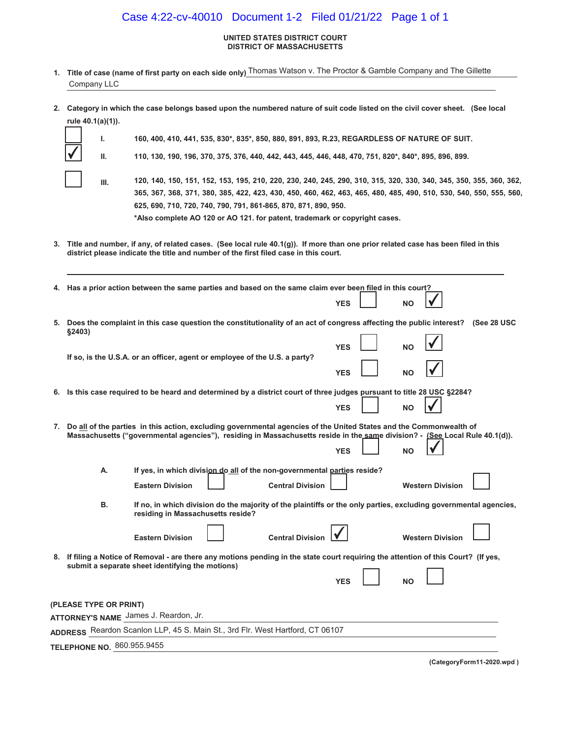**UNITED STATES DISTRICT COURT**
**DISTRICT OF MASSACHUSETTS**

1. **Title of case (name of first party on each side only)** Thomas Watson v. The Proctor & Gamble Company and The Gillette Company LLC

2. **Category in which the case belongs based upon the numbered nature of suit code listed on the civil cover sheet. (See local rule 40.1(a)(1)).**

   - [ ] **I.** 160, 400, 410, 441, 535, 830*, 835*, 850, 880, 891, 893, R.23, REGARDLESS OF NATURE OF SUIT.
   - [x] **II.** 110, 130, 190, 196, 370, 375, 376, 440, 442, 443, 445, 446, 448, 470, 751, 820*, 840*, 895, 896, 899.
   - [ ] **III.** 120, 140, 150, 151, 152, 153, 195, 210, 220, 230, 240, 245, 290, 310, 315, 320, 330, 340, 345, 350, 355, 360, 362, 365, 367, 368, 371, 380, 385, 422, 423, 430, 450, 460, 462, 463, 465, 480, 485, 490, 510, 530, 540, 550, 555, 560, 625, 690, 710, 720, 740, 790, 791, 861-865, 870, 871, 890, 950.

   **\*Also complete AO 120 or AO 121. for patent, trademark or copyright cases.**

3. **Title and number, if any, of related cases. (See local rule 40.1(g)). If more than one prior related case has been filed in this district please indicate the title and number of the first filed case in this court.**

   ______________________________

4. **Has a prior action between the same parties and based on the same claim ever been filed in this court?**

   YES [ ] NO [x]

5. **Does the complaint in this case question the constitutionality of an act of congress affecting the public interest? (See 28 USC §2403)**

   YES [ ] NO [x]

   **If so, is the U.S.A. or an officer, agent or employee of the U.S. a party?**

   YES [ ] NO [x]

6. **Is this case required to be heard and determined by a district court of three judges pursuant to title 28 USC §2284?**

   YES [ ] NO [x]

7. **Do all of the parties in this action, excluding governmental agencies of the United States and the Commonwealth of Massachusetts ("governmental agencies"), residing in Massachusetts reside in the same division? - (See Local Rule 40.1(d)).**

   YES [ ] NO [x]

   **A. If yes, in which division do all of the non-governmental parties reside?**

   Eastern Division [ ] Central Division [ ] Western Division [ ]

   **B. If no, in which division do the majority of the plaintiffs or the only parties, excluding governmental agencies, residing in Massachusetts reside?**

   Eastern Division [ ] Central Division [x] Western Division [ ]

8. **If filing a Notice of Removal - are there any motions pending in the state court requiring the attention of this Court? (If yes, submit a separate sheet identifying the motions)**

   YES [ ] NO [ ]

**(PLEASE TYPE OR PRINT)**

**ATTORNEY'S NAME** James J. Reardon, Jr.

**ADDRESS** Reardon Scanlon LLP, 45 S. Main St., 3rd Flr. West Hartford, CT 06107

**TELEPHONE NO.** 860.955.9455

(CategoryForm11-2020.wpd )